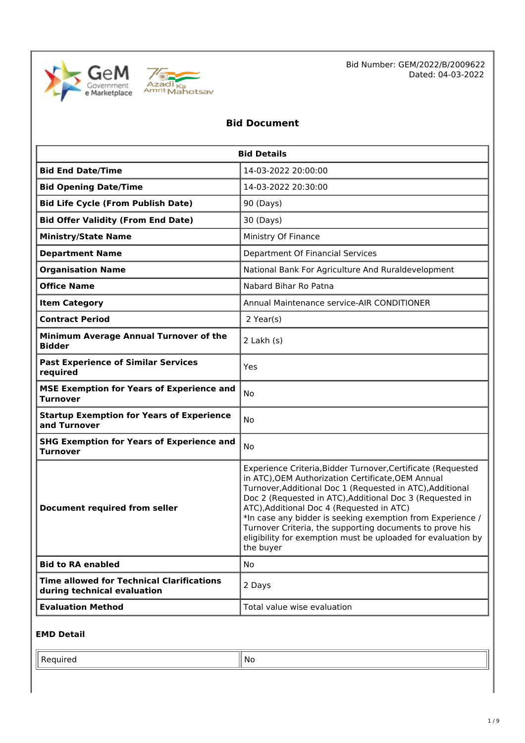Bid Number: GEM/2022/B/2009622
Dated: 04-03-2022

# Bid Document

| Bid Details | |
|---|---|
| **Bid End Date/Time** | 14-03-2022 20:00:00 |
| **Bid Opening Date/Time** | 14-03-2022 20:30:00 |
| **Bid Life Cycle (From Publish Date)** | 90 (Days) |
| **Bid Offer Validity (From End Date)** | 30 (Days) |
| **Ministry/State Name** | Ministry Of Finance |
| **Department Name** | Department Of Financial Services |
| **Organisation Name** | National Bank For Agriculture And Ruraldevelopment |
| **Office Name** | Nabard Bihar Ro Patna |
| **Item Category** | Annual Maintenance service-AIR CONDITIONER |
| **Contract Period** | 2 Year(s) |
| **Minimum Average Annual Turnover of the Bidder** | 2 Lakh (s) |
| **Past Experience of Similar Services required** | Yes |
| **MSE Exemption for Years of Experience and Turnover** | No |
| **Startup Exemption for Years of Experience and Turnover** | No |
| **SHG Exemption for Years of Experience and Turnover** | No |
| **Document required from seller** | Experience Criteria,Bidder Turnover,Certificate (Requested in ATC),OEM Authorization Certificate,OEM Annual Turnover,Additional Doc 1 (Requested in ATC),Additional Doc 2 (Requested in ATC),Additional Doc 3 (Requested in ATC),Additional Doc 4 (Requested in ATC)<br>*In case any bidder is seeking exemption from Experience / Turnover Criteria, the supporting documents to prove his eligibility for exemption must be uploaded for evaluation by the buyer |
| **Bid to RA enabled** | No |
| **Time allowed for Technical Clarifications during technical evaluation** | 2 Days |
| **Evaluation Method** | Total value wise evaluation |

### EMD Detail

| | |
|---|---|
| Required | No |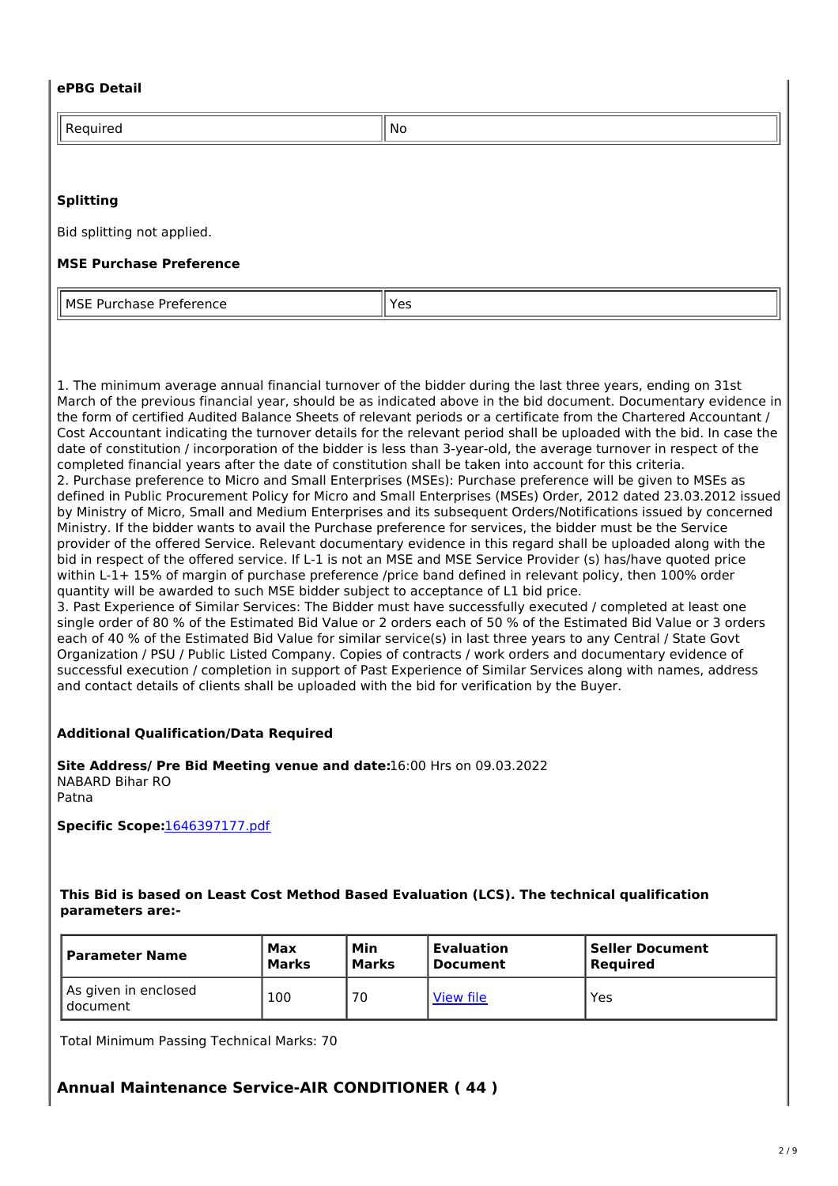### ePBG Detail

| Required | No |
| --- | --- |

### Splitting

Bid splitting not applied.

### MSE Purchase Preference

| MSE Purchase Preference | Yes |
| --- | --- |

1. The minimum average annual financial turnover of the bidder during the last three years, ending on 31st March of the previous financial year, should be as indicated above in the bid document. Documentary evidence in the form of certified Audited Balance Sheets of relevant periods or a certificate from the Chartered Accountant / Cost Accountant indicating the turnover details for the relevant period shall be uploaded with the bid. In case the date of constitution / incorporation of the bidder is less than 3-year-old, the average turnover in respect of the completed financial years after the date of constitution shall be taken into account for this criteria.
2. Purchase preference to Micro and Small Enterprises (MSEs): Purchase preference will be given to MSEs as defined in Public Procurement Policy for Micro and Small Enterprises (MSEs) Order, 2012 dated 23.03.2012 issued by Ministry of Micro, Small and Medium Enterprises and its subsequent Orders/Notifications issued by concerned Ministry. If the bidder wants to avail the Purchase preference for services, the bidder must be the Service provider of the offered Service. Relevant documentary evidence in this regard shall be uploaded along with the bid in respect of the offered service. If L-1 is not an MSE and MSE Service Provider (s) has/have quoted price within L-1+ 15% of margin of purchase preference /price band defined in relevant policy, then 100% order quantity will be awarded to such MSE bidder subject to acceptance of L1 bid price.
3. Past Experience of Similar Services: The Bidder must have successfully executed / completed at least one single order of 80 % of the Estimated Bid Value or 2 orders each of 50 % of the Estimated Bid Value or 3 orders each of 40 % of the Estimated Bid Value for similar service(s) in last three years to any Central / State Govt Organization / PSU / Public Listed Company. Copies of contracts / work orders and documentary evidence of successful execution / completion in support of Past Experience of Similar Services along with names, address and contact details of clients shall be uploaded with the bid for verification by the Buyer.

### Additional Qualification/Data Required

**Site Address/ Pre Bid Meeting venue and date:**16:00 Hrs on 09.03.2022
NABARD Bihar RO
Patna

**Specific Scope:**[1646397177.pdf]

**This Bid is based on Least Cost Method Based Evaluation (LCS). The technical qualification parameters are:-**

| Parameter Name | Max Marks | Min Marks | Evaluation Document | Seller Document Required |
| --- | --- | --- | --- | --- |
| As given in enclosed document | 100 | 70 | View file | Yes |

Total Minimum Passing Technical Marks: 70

## Annual Maintenance Service-AIR CONDITIONER ( 44 )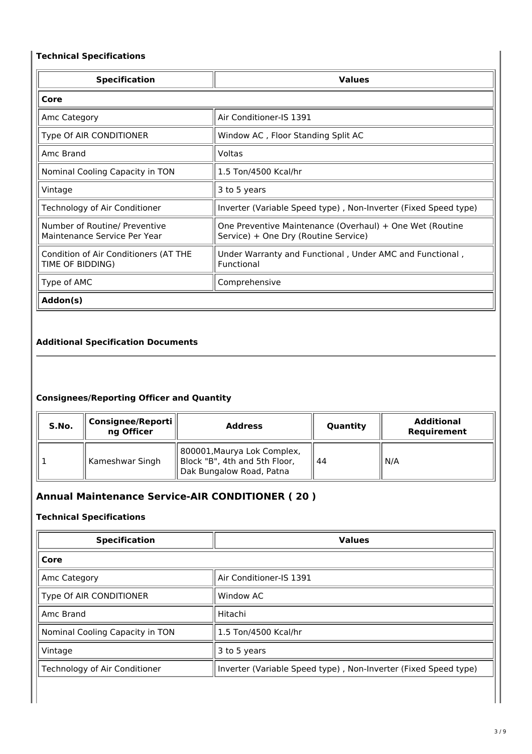### Technical Specifications

| Specification | Values |
|---|---|
| **Core** | |
| Amc Category | Air Conditioner-IS 1391 |
| Type Of AIR CONDITIONER | Window AC , Floor Standing Split AC |
| Amc Brand | Voltas |
| Nominal Cooling Capacity in TON | 1.5 Ton/4500 Kcal/hr |
| Vintage | 3 to 5 years |
| Technology of Air Conditioner | Inverter (Variable Speed type) , Non-Inverter (Fixed Speed type) |
| Number of Routine/ Preventive Maintenance Service Per Year | One Preventive Maintenance (Overhaul) + One Wet (Routine Service) + One Dry (Routine Service) |
| Condition of Air Conditioners (AT THE TIME OF BIDDING) | Under Warranty and Functional , Under AMC and Functional , Functional |
| Type of AMC | Comprehensive |
| **Addon(s)** | |

### Additional Specification Documents

### Consignees/Reporting Officer and Quantity

| S.No. | Consignee/Reporting Officer | Address | Quantity | Additional Requirement |
|---|---|---|---|---|
| 1 | Kameshwar Singh | 800001,Maurya Lok Complex, Block "B", 4th and 5th Floor, Dak Bungalow Road, Patna | 44 | N/A |

## Annual Maintenance Service-AIR CONDITIONER ( 20 )

### Technical Specifications

| Specification | Values |
|---|---|
| **Core** | |
| Amc Category | Air Conditioner-IS 1391 |
| Type Of AIR CONDITIONER | Window AC |
| Amc Brand | Hitachi |
| Nominal Cooling Capacity in TON | 1.5 Ton/4500 Kcal/hr |
| Vintage | 3 to 5 years |
| Technology of Air Conditioner | Inverter (Variable Speed type) , Non-Inverter (Fixed Speed type) |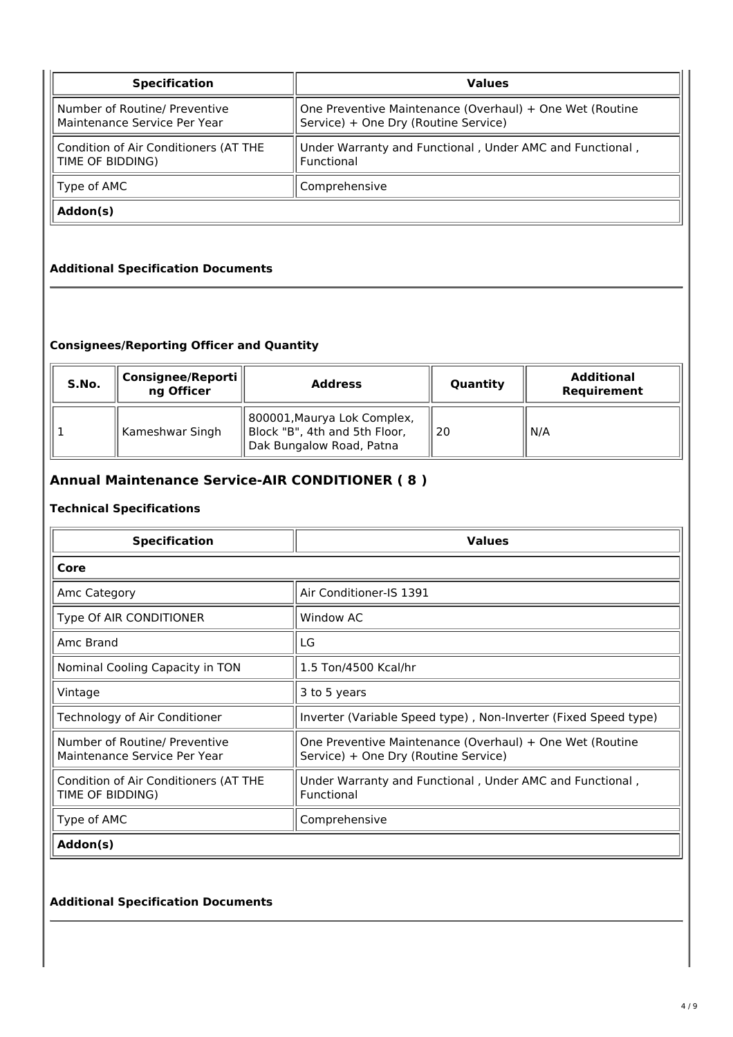| Specification | Values |
| --- | --- |
| Number of Routine/ Preventive Maintenance Service Per Year | One Preventive Maintenance (Overhaul) + One Wet (Routine Service) + One Dry (Routine Service) |
| Condition of Air Conditioners (AT THE TIME OF BIDDING) | Under Warranty and Functional , Under AMC and Functional , Functional |
| Type of AMC | Comprehensive |
| **Addon(s)** | |

### Additional Specification Documents

### Consignees/Reporting Officer and Quantity

| S.No. | Consignee/Reporting Officer | Address | Quantity | Additional Requirement |
| --- | --- | --- | --- | --- |
| 1 | Kameshwar Singh | 800001,Maurya Lok Complex, Block "B", 4th and 5th Floor, Dak Bungalow Road, Patna | 20 | N/A |

## Annual Maintenance Service-AIR CONDITIONER ( 8 )

### Technical Specifications

| Specification | Values |
| --- | --- |
| **Core** | |
| Amc Category | Air Conditioner-IS 1391 |
| Type Of AIR CONDITIONER | Window AC |
| Amc Brand | LG |
| Nominal Cooling Capacity in TON | 1.5 Ton/4500 Kcal/hr |
| Vintage | 3 to 5 years |
| Technology of Air Conditioner | Inverter (Variable Speed type) , Non-Inverter (Fixed Speed type) |
| Number of Routine/ Preventive Maintenance Service Per Year | One Preventive Maintenance (Overhaul) + One Wet (Routine Service) + One Dry (Routine Service) |
| Condition of Air Conditioners (AT THE TIME OF BIDDING) | Under Warranty and Functional , Under AMC and Functional , Functional |
| Type of AMC | Comprehensive |
| **Addon(s)** | |

### Additional Specification Documents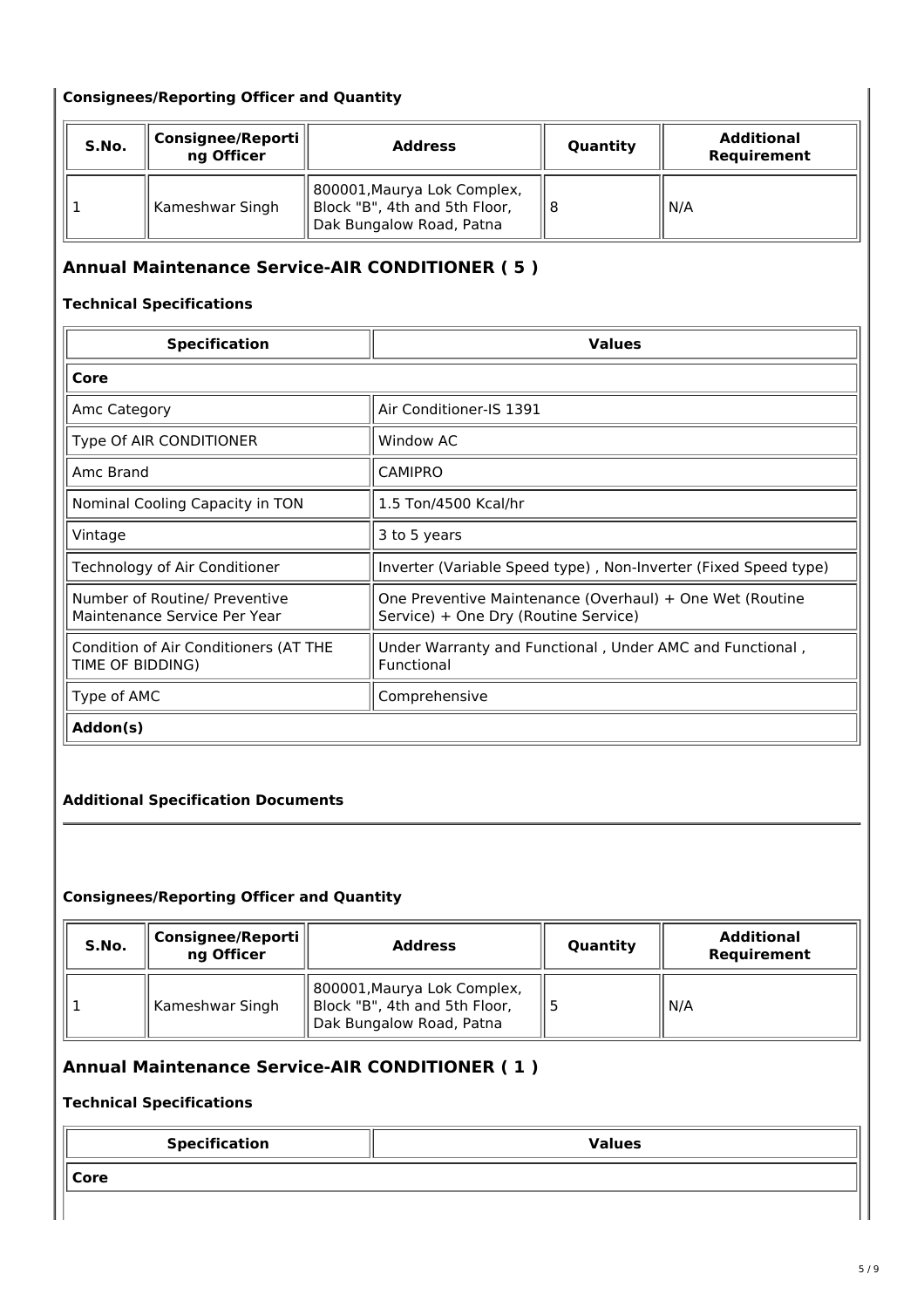### Consignees/Reporting Officer and Quantity

| S.No. | Consignee/Reporting Officer | Address | Quantity | Additional Requirement |
|---|---|---|---|---|
| 1 | Kameshwar Singh | 800001,Maurya Lok Complex, Block "B", 4th and 5th Floor, Dak Bungalow Road, Patna | 8 | N/A |

## Annual Maintenance Service-AIR CONDITIONER ( 5 )

### Technical Specifications

| Specification | Values |
|---|---|
| **Core** | |
| Amc Category | Air Conditioner-IS 1391 |
| Type Of AIR CONDITIONER | Window AC |
| Amc Brand | CAMIPRO |
| Nominal Cooling Capacity in TON | 1.5 Ton/4500 Kcal/hr |
| Vintage | 3 to 5 years |
| Technology of Air Conditioner | Inverter (Variable Speed type) , Non-Inverter (Fixed Speed type) |
| Number of Routine/ Preventive Maintenance Service Per Year | One Preventive Maintenance (Overhaul) + One Wet (Routine Service) + One Dry (Routine Service) |
| Condition of Air Conditioners (AT THE TIME OF BIDDING) | Under Warranty and Functional , Under AMC and Functional , Functional |
| Type of AMC | Comprehensive |
| **Addon(s)** | |

### Additional Specification Documents

### Consignees/Reporting Officer and Quantity

| S.No. | Consignee/Reporting Officer | Address | Quantity | Additional Requirement |
|---|---|---|---|---|
| 1 | Kameshwar Singh | 800001,Maurya Lok Complex, Block "B", 4th and 5th Floor, Dak Bungalow Road, Patna | 5 | N/A |

## Annual Maintenance Service-AIR CONDITIONER ( 1 )

### Technical Specifications

| Specification | Values |
|---|---|
| **Core** | |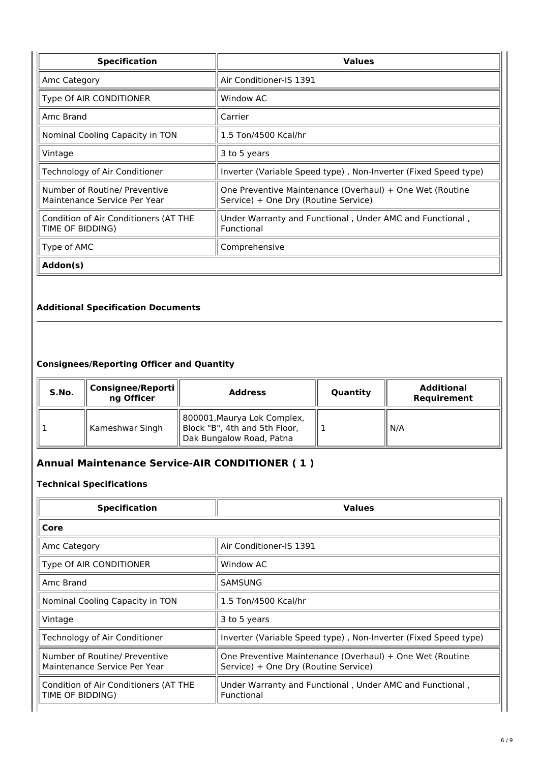| Specification | Values |
| --- | --- |
| Amc Category | Air Conditioner-IS 1391 |
| Type Of AIR CONDITIONER | Window AC |
| Amc Brand | Carrier |
| Nominal Cooling Capacity in TON | 1.5 Ton/4500 Kcal/hr |
| Vintage | 3 to 5 years |
| Technology of Air Conditioner | Inverter (Variable Speed type) , Non-Inverter (Fixed Speed type) |
| Number of Routine/ Preventive Maintenance Service Per Year | One Preventive Maintenance (Overhaul) + One Wet (Routine Service) + One Dry (Routine Service) |
| Condition of Air Conditioners (AT THE TIME OF BIDDING) | Under Warranty and Functional , Under AMC and Functional , Functional |
| Type of AMC | Comprehensive |
| **Addon(s)** | |

#### Additional Specification Documents

#### Consignees/Reporting Officer and Quantity

| S.No. | Consignee/Reporting Officer | Address | Quantity | Additional Requirement |
| --- | --- | --- | --- | --- |
| 1 | Kameshwar Singh | 800001,Maurya Lok Complex, Block "B", 4th and 5th Floor, Dak Bungalow Road, Patna | 1 | N/A |

## Annual Maintenance Service-AIR CONDITIONER ( 1 )

#### Technical Specifications

| Specification | Values |
| --- | --- |
| **Core** | |
| Amc Category | Air Conditioner-IS 1391 |
| Type Of AIR CONDITIONER | Window AC |
| Amc Brand | SAMSUNG |
| Nominal Cooling Capacity in TON | 1.5 Ton/4500 Kcal/hr |
| Vintage | 3 to 5 years |
| Technology of Air Conditioner | Inverter (Variable Speed type) , Non-Inverter (Fixed Speed type) |
| Number of Routine/ Preventive Maintenance Service Per Year | One Preventive Maintenance (Overhaul) + One Wet (Routine Service) + One Dry (Routine Service) |
| Condition of Air Conditioners (AT THE TIME OF BIDDING) | Under Warranty and Functional , Under AMC and Functional , Functional |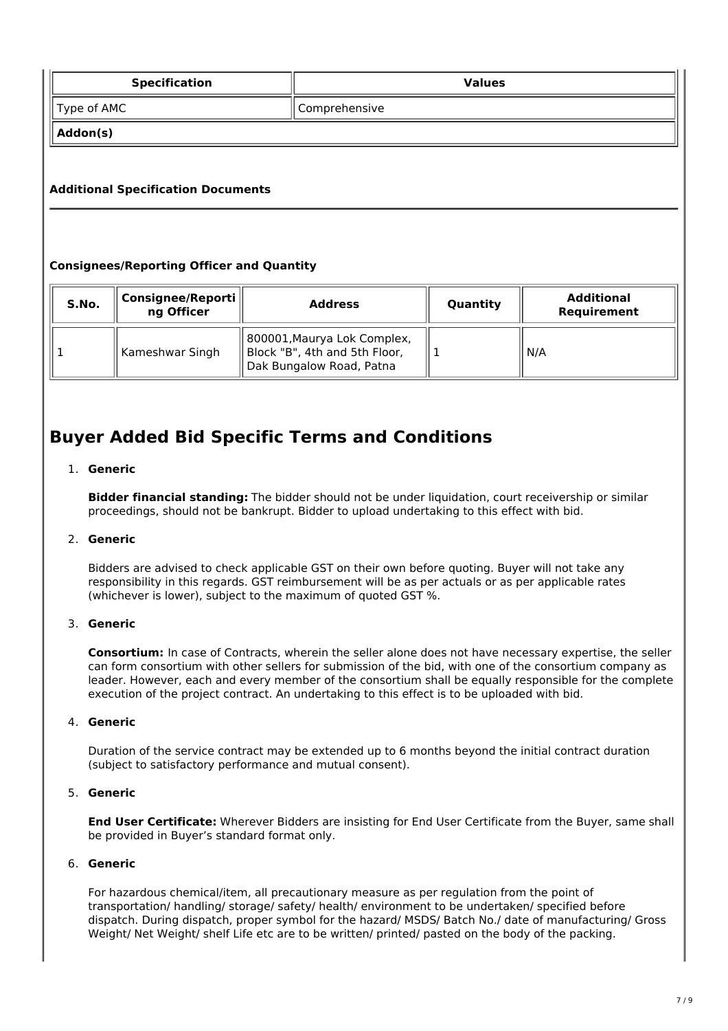| Specification | Values |
|---|---|
| Type of AMC | Comprehensive |
| **Addon(s)** | |

**Additional Specification Documents**

**Consignees/Reporting Officer and Quantity**

| S.No. | Consignee/Reporting Officer | Address | Quantity | Additional Requirement |
|---|---|---|---|---|
| 1 | Kameshwar Singh | 800001,Maurya Lok Complex, Block "B", 4th and 5th Floor, Dak Bungalow Road, Patna | 1 | N/A |

# Buyer Added Bid Specific Terms and Conditions

1. **Generic**

   **Bidder financial standing:** The bidder should not be under liquidation, court receivership or similar proceedings, should not be bankrupt. Bidder to upload undertaking to this effect with bid.

2. **Generic**

   Bidders are advised to check applicable GST on their own before quoting. Buyer will not take any responsibility in this regards. GST reimbursement will be as per actuals or as per applicable rates (whichever is lower), subject to the maximum of quoted GST %.

3. **Generic**

   **Consortium:** In case of Contracts, wherein the seller alone does not have necessary expertise, the seller can form consortium with other sellers for submission of the bid, with one of the consortium company as leader. However, each and every member of the consortium shall be equally responsible for the complete execution of the project contract. An undertaking to this effect is to be uploaded with bid.

4. **Generic**

   Duration of the service contract may be extended up to 6 months beyond the initial contract duration (subject to satisfactory performance and mutual consent).

5. **Generic**

   **End User Certificate:** Wherever Bidders are insisting for End User Certificate from the Buyer, same shall be provided in Buyer's standard format only.

6. **Generic**

   For hazardous chemical/item, all precautionary measure as per regulation from the point of transportation/ handling/ storage/ safety/ health/ environment to be undertaken/ specified before dispatch. During dispatch, proper symbol for the hazard/ MSDS/ Batch No./ date of manufacturing/ Gross Weight/ Net Weight/ shelf Life etc are to be written/ printed/ pasted on the body of the packing.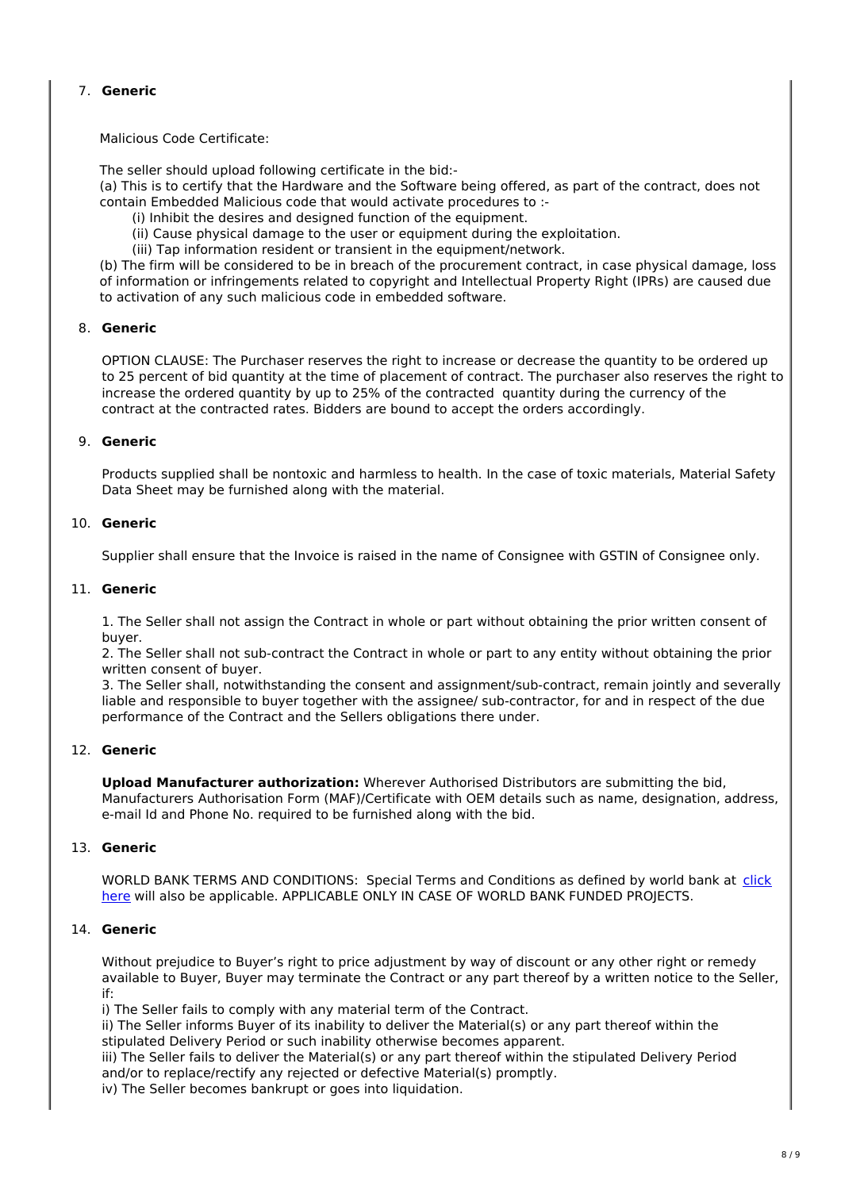7. **Generic**

Malicious Code Certificate:

The seller should upload following certificate in the bid:-
(a) This is to certify that the Hardware and the Software being offered, as part of the contract, does not contain Embedded Malicious code that would activate procedures to :-
   (i) Inhibit the desires and designed function of the equipment.
   (ii) Cause physical damage to the user or equipment during the exploitation.
   (iii) Tap information resident or transient in the equipment/network.
(b) The firm will be considered to be in breach of the procurement contract, in case physical damage, loss of information or infringements related to copyright and Intellectual Property Right (IPRs) are caused due to activation of any such malicious code in embedded software.

8. **Generic**

OPTION CLAUSE: The Purchaser reserves the right to increase or decrease the quantity to be ordered up to 25 percent of bid quantity at the time of placement of contract. The purchaser also reserves the right to increase the ordered quantity by up to 25% of the contracted quantity during the currency of the contract at the contracted rates. Bidders are bound to accept the orders accordingly.

9. **Generic**

Products supplied shall be nontoxic and harmless to health. In the case of toxic materials, Material Safety Data Sheet may be furnished along with the material.

10. **Generic**

Supplier shall ensure that the Invoice is raised in the name of Consignee with GSTIN of Consignee only.

11. **Generic**

1. The Seller shall not assign the Contract in whole or part without obtaining the prior written consent of buyer.
2. The Seller shall not sub-contract the Contract in whole or part to any entity without obtaining the prior written consent of buyer.
3. The Seller shall, notwithstanding the consent and assignment/sub-contract, remain jointly and severally liable and responsible to buyer together with the assignee/ sub-contractor, for and in respect of the due performance of the Contract and the Sellers obligations there under.

12. **Generic**

**Upload Manufacturer authorization:** Wherever Authorised Distributors are submitting the bid, Manufacturers Authorisation Form (MAF)/Certificate with OEM details such as name, designation, address, e-mail Id and Phone No. required to be furnished along with the bid.

13. **Generic**

WORLD BANK TERMS AND CONDITIONS: Special Terms and Conditions as defined by world bank at click here will also be applicable. APPLICABLE ONLY IN CASE OF WORLD BANK FUNDED PROJECTS.

14. **Generic**

Without prejudice to Buyer's right to price adjustment by way of discount or any other right or remedy available to Buyer, Buyer may terminate the Contract or any part thereof by a written notice to the Seller, if:
i) The Seller fails to comply with any material term of the Contract.
ii) The Seller informs Buyer of its inability to deliver the Material(s) or any part thereof within the stipulated Delivery Period or such inability otherwise becomes apparent.
iii) The Seller fails to deliver the Material(s) or any part thereof within the stipulated Delivery Period and/or to replace/rectify any rejected or defective Material(s) promptly.
iv) The Seller becomes bankrupt or goes into liquidation.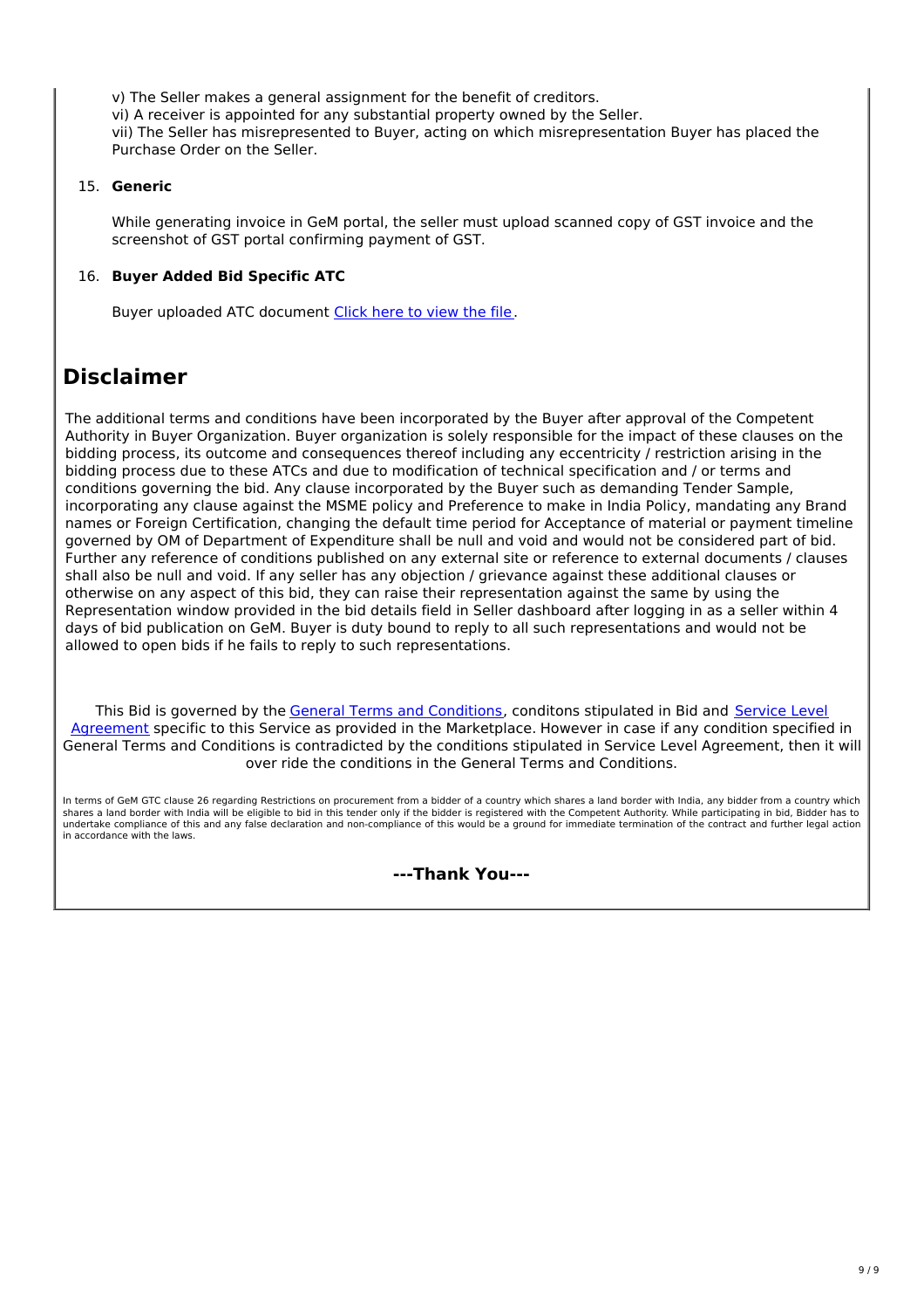v) The Seller makes a general assignment for the benefit of creditors.
vi) A receiver is appointed for any substantial property owned by the Seller.
vii) The Seller has misrepresented to Buyer, acting on which misrepresentation Buyer has placed the Purchase Order on the Seller.

15. **Generic**

    While generating invoice in GeM portal, the seller must upload scanned copy of GST invoice and the screenshot of GST portal confirming payment of GST.

16. **Buyer Added Bid Specific ATC**

    Buyer uploaded ATC document Click here to view the file.

# Disclaimer

The additional terms and conditions have been incorporated by the Buyer after approval of the Competent Authority in Buyer Organization. Buyer organization is solely responsible for the impact of these clauses on the bidding process, its outcome and consequences thereof including any eccentricity / restriction arising in the bidding process due to these ATCs and due to modification of technical specification and / or terms and conditions governing the bid. Any clause incorporated by the Buyer such as demanding Tender Sample, incorporating any clause against the MSME policy and Preference to make in India Policy, mandating any Brand names or Foreign Certification, changing the default time period for Acceptance of material or payment timeline governed by OM of Department of Expenditure shall be null and void and would not be considered part of bid. Further any reference of conditions published on any external site or reference to external documents / clauses shall also be null and void. If any seller has any objection / grievance against these additional clauses or otherwise on any aspect of this bid, they can raise their representation against the same by using the Representation window provided in the bid details field in Seller dashboard after logging in as a seller within 4 days of bid publication on GeM. Buyer is duty bound to reply to all such representations and would not be allowed to open bids if he fails to reply to such representations.

This Bid is governed by the General Terms and Conditions, conditons stipulated in Bid and Service Level Agreement specific to this Service as provided in the Marketplace. However in case if any condition specified in General Terms and Conditions is contradicted by the conditions stipulated in Service Level Agreement, then it will over ride the conditions in the General Terms and Conditions.

In terms of GeM GTC clause 26 regarding Restrictions on procurement from a bidder of a country which shares a land border with India, any bidder from a country which shares a land border with India will be eligible to bid in this tender only if the bidder is registered with the Competent Authority. While participating in bid, Bidder has to undertake compliance of this and any false declaration and non-compliance of this would be a ground for immediate termination of the contract and further legal action in accordance with the laws.

**---Thank You---**